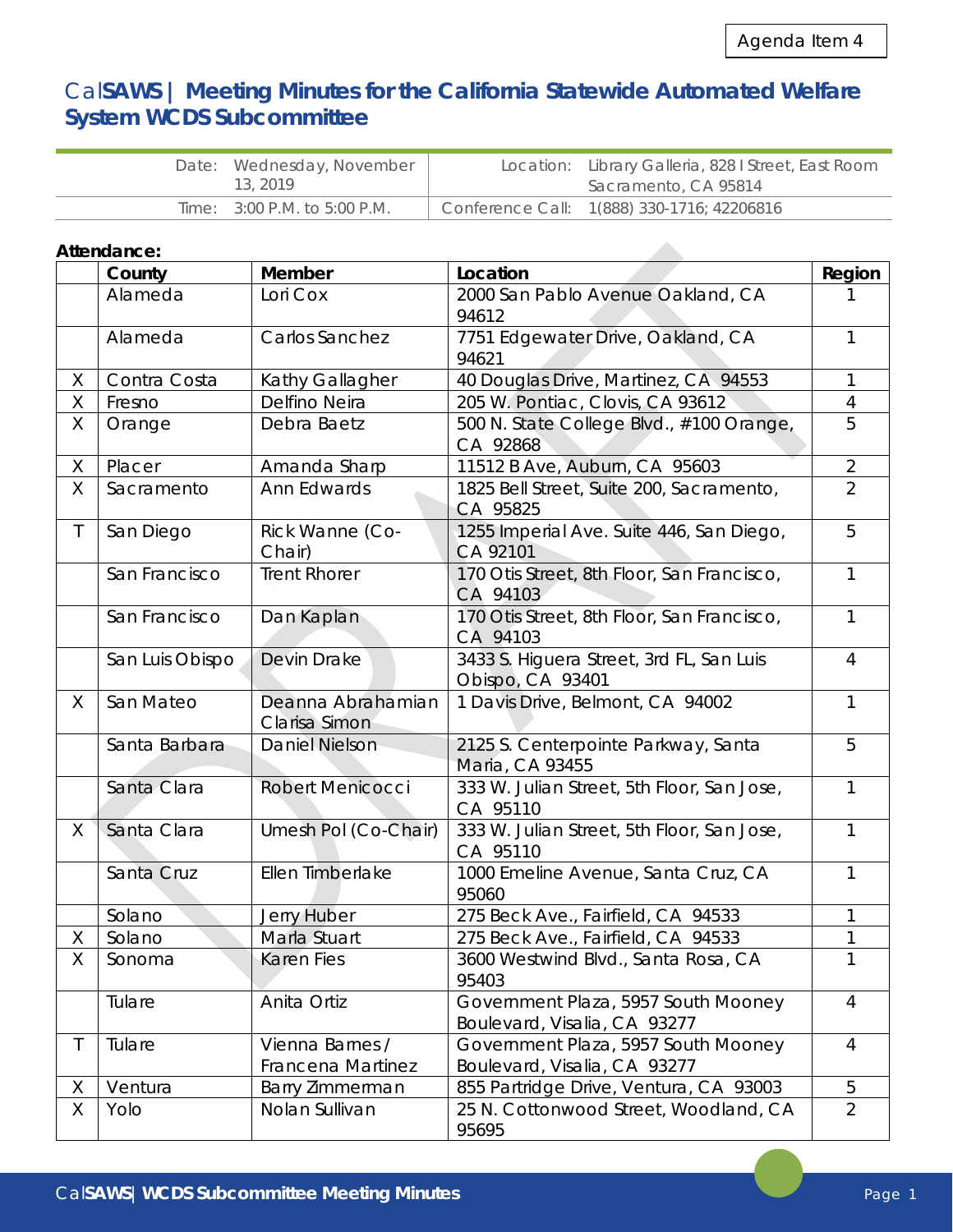Agenda Item 4

# CalSAWS | Meeting Minutes for the California Statewide Automated Welfare System WCDS Subcommittee

| | | | |
|---|---|---|---|
| Date: | Wednesday, November 13, 2019 | Location: | Library Galleria, 828 I Street, East Room Sacramento, CA 95814 |
| Time: | 3:00 P.M. to 5:00 P.M. | Conference Call: | 1(888) 330-1716; 42206816 |

**Attendance:**

| | County | Member | Location | Region |
|---|---|---|---|---|
| | Alameda | Lori Cox | 2000 San Pablo Avenue Oakland, CA 94612 | 1 |
| | Alameda | Carlos Sanchez | 7751 Edgewater Drive, Oakland, CA 94621 | 1 |
| X | Contra Costa | Kathy Gallagher | 40 Douglas Drive, Martinez, CA 94553 | 1 |
| X | Fresno | Delfino Neira | 205 W. Pontiac, Clovis, CA 93612 | 4 |
| X | Orange | Debra Baetz | 500 N. State College Blvd., #100 Orange, CA 92868 | 5 |
| X | Placer | Amanda Sharp | 11512 B Ave, Auburn, CA 95603 | 2 |
| X | Sacramento | Ann Edwards | 1825 Bell Street, Suite 200, Sacramento, CA 95825 | 2 |
| T | San Diego | Rick Wanne (Co-Chair) | 1255 Imperial Ave. Suite 446, San Diego, CA 92101 | 5 |
| | San Francisco | Trent Rhorer | 170 Otis Street, 8th Floor, San Francisco, CA 94103 | 1 |
| | San Francisco | Dan Kaplan | 170 Otis Street, 8th Floor, San Francisco, CA 94103 | 1 |
| | San Luis Obispo | Devin Drake | 3433 S. Higuera Street, 3rd FL, San Luis Obispo, CA 93401 | 4 |
| X | San Mateo | Deanna Abrahamian Clarisa Simon | 1 Davis Drive, Belmont, CA 94002 | 1 |
| | Santa Barbara | Daniel Nielson | 2125 S. Centerpointe Parkway, Santa Maria, CA 93455 | 5 |
| | Santa Clara | Robert Menicocci | 333 W. Julian Street, 5th Floor, San Jose, CA 95110 | 1 |
| X | Santa Clara | Umesh Pol (Co-Chair) | 333 W. Julian Street, 5th Floor, San Jose, CA 95110 | 1 |
| | Santa Cruz | Ellen Timberlake | 1000 Emeline Avenue, Santa Cruz, CA 95060 | 1 |
| | Solano | Jerry Huber | 275 Beck Ave., Fairfield, CA 94533 | 1 |
| X | Solano | Marla Stuart | 275 Beck Ave., Fairfield, CA 94533 | 1 |
| X | Sonoma | Karen Fies | 3600 Westwind Blvd., Santa Rosa, CA 95403 | 1 |
| | Tulare | Anita Ortiz | Government Plaza, 5957 South Mooney Boulevard, Visalia, CA 93277 | 4 |
| T | Tulare | Vienna Barnes / Francena Martinez | Government Plaza, 5957 South Mooney Boulevard, Visalia, CA 93277 | 4 |
| X | Ventura | Barry Zimmerman | 855 Partridge Drive, Ventura, CA 93003 | 5 |
| X | Yolo | Nolan Sullivan | 25 N. Cottonwood Street, Woodland, CA 95695 | 2 |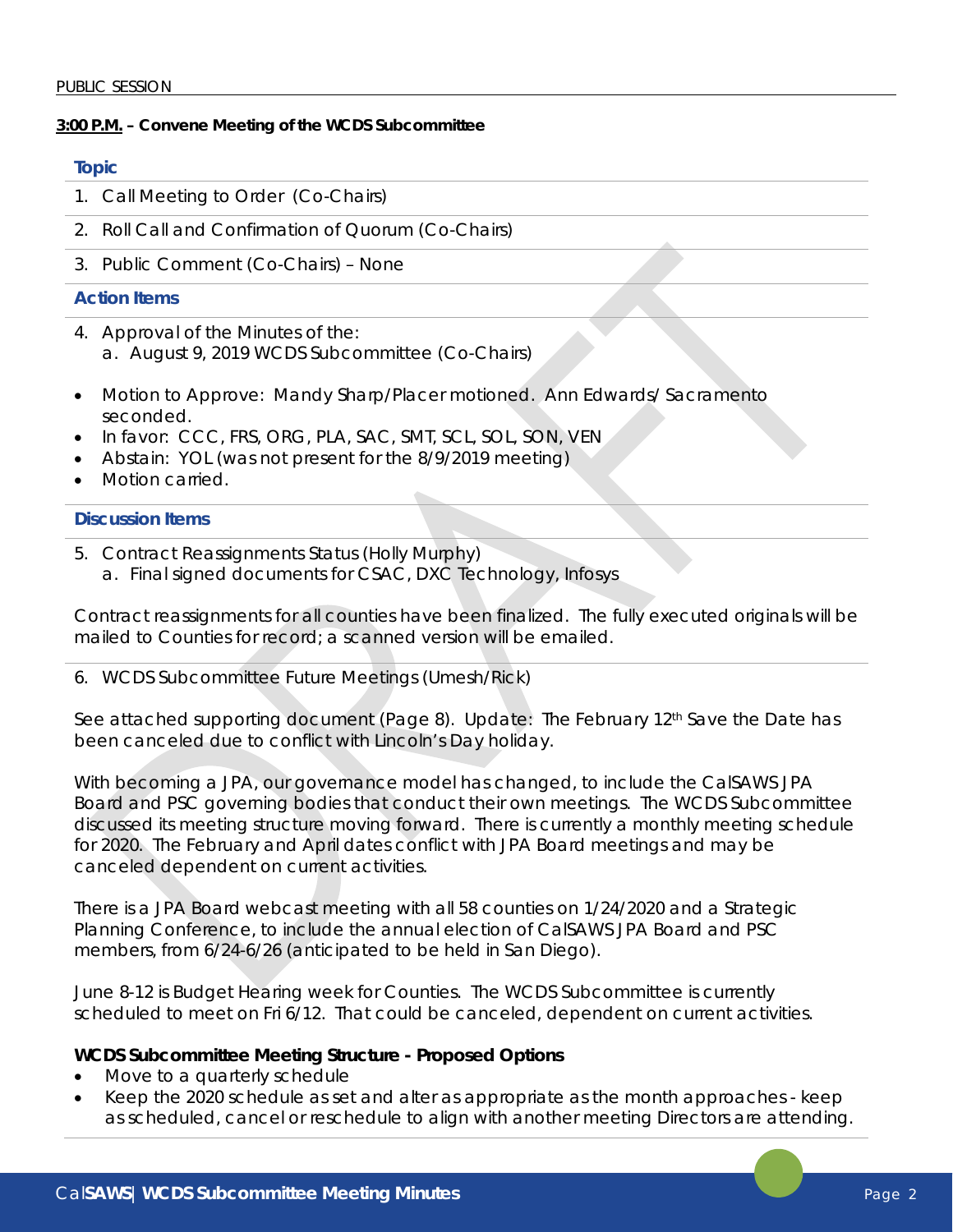PUBLIC SESSION

**3:00 P.M. – Convene Meeting of the WCDS Subcommittee**

### Topic

1. Call Meeting to Order (Co-Chairs)
2. Roll Call and Confirmation of Quorum (Co-Chairs)
3. Public Comment (Co-Chairs) – None

### Action Items

4. Approval of the Minutes of the:
   a. August 9, 2019 WCDS Subcommittee (Co-Chairs)

- Motion to Approve: Mandy Sharp/Placer motioned. Ann Edwards/ Sacramento seconded.
- In favor: CCC, FRS, ORG, PLA, SAC, SMT, SCL, SOL, SON, VEN
- Abstain: YOL (was not present for the 8/9/2019 meeting)
- Motion carried.

### Discussion Items

5. Contract Reassignments Status (Holly Murphy)
   a. Final signed documents for CSAC, DXC Technology, Infosys

Contract reassignments for all counties have been finalized. The fully executed originals will be mailed to Counties for record; a scanned version will be emailed.

6. WCDS Subcommittee Future Meetings (Umesh/Rick)

See attached supporting document (Page 8). Update: The February 12th Save the Date has been canceled due to conflict with Lincoln's Day holiday.

With becoming a JPA, our governance model has changed, to include the CalSAWS JPA Board and PSC governing bodies that conduct their own meetings. The WCDS Subcommittee discussed its meeting structure moving forward. There is currently a monthly meeting schedule for 2020. The February and April dates conflict with JPA Board meetings and may be canceled dependent on current activities.

There is a JPA Board webcast meeting with all 58 counties on 1/24/2020 and a Strategic Planning Conference, to include the annual election of CalSAWS JPA Board and PSC members, from 6/24-6/26 (anticipated to be held in San Diego).

June 8-12 is Budget Hearing week for Counties. The WCDS Subcommittee is currently scheduled to meet on Fri 6/12. That could be canceled, dependent on current activities.

**WCDS Subcommittee Meeting Structure - Proposed Options**

- Move to a quarterly schedule
- Keep the 2020 schedule as set and alter as appropriate as the month approaches - keep as scheduled, cancel or reschedule to align with another meeting Directors are attending.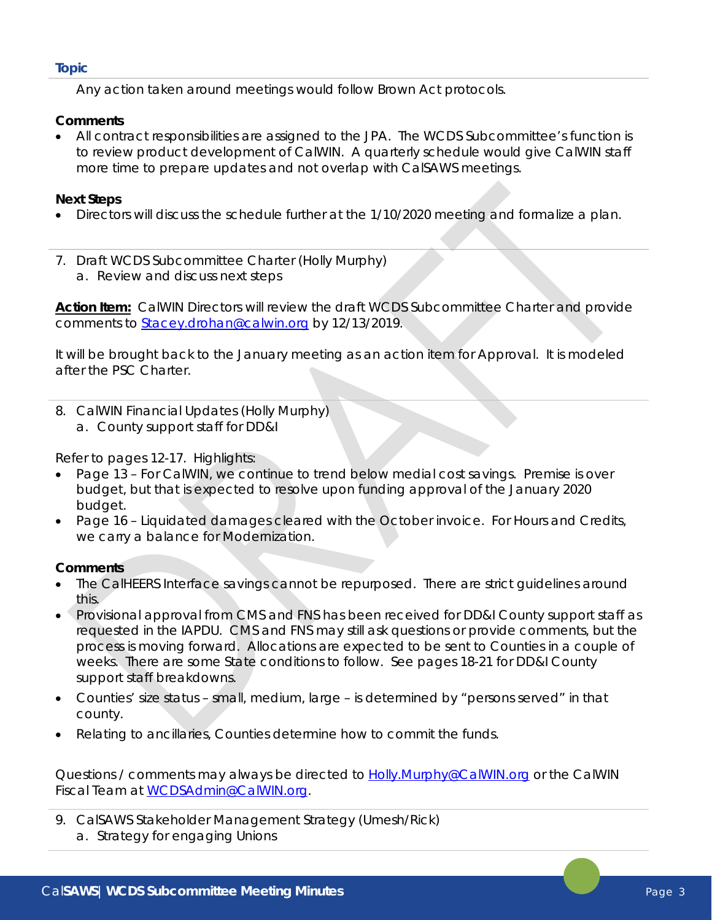**Topic**

Any action taken around meetings would follow Brown Act protocols.

**Comments**

- All contract responsibilities are assigned to the JPA. The WCDS Subcommittee's function is to review product development of CalWIN. A quarterly schedule would give CalWIN staff more time to prepare updates and not overlap with CalSAWS meetings.

**Next Steps**

- Directors will discuss the schedule further at the 1/10/2020 meeting and formalize a plan.

7. Draft WCDS Subcommittee Charter (Holly Murphy)
    a. Review and discuss next steps

**Action Item:** CalWIN Directors will review the draft WCDS Subcommittee Charter and provide comments to Stacey.drohan@calwin.org by 12/13/2019.

It will be brought back to the January meeting as an action item for Approval. It is modeled after the PSC Charter.

8. CalWIN Financial Updates (Holly Murphy)
    a. County support staff for DD&I

Refer to pages 12-17. Highlights:

- Page 13 – For CalWIN, we continue to trend below medial cost savings. Premise is over budget, but that is expected to resolve upon funding approval of the January 2020 budget.
- Page 16 – Liquidated damages cleared with the October invoice. For Hours and Credits, we carry a balance for Modernization.

**Comments**

- The CalHEERS Interface savings cannot be repurposed. There are strict guidelines around this.
- Provisional approval from CMS and FNS has been received for DD&I County support staff as requested in the IAPDU. CMS and FNS may still ask questions or provide comments, but the process is moving forward. Allocations are expected to be sent to Counties in a couple of weeks. There are some State conditions to follow. See pages 18-21 for DD&I County support staff breakdowns.
- Counties' size status – small, medium, large – is determined by "persons served" in that county.
- Relating to ancillaries, Counties determine how to commit the funds.

Questions / comments may always be directed to Holly.Murphy@CalWIN.org or the CalWIN Fiscal Team at WCDSAdmin@CalWIN.org.

9. CalSAWS Stakeholder Management Strategy (Umesh/Rick)
    a. Strategy for engaging Unions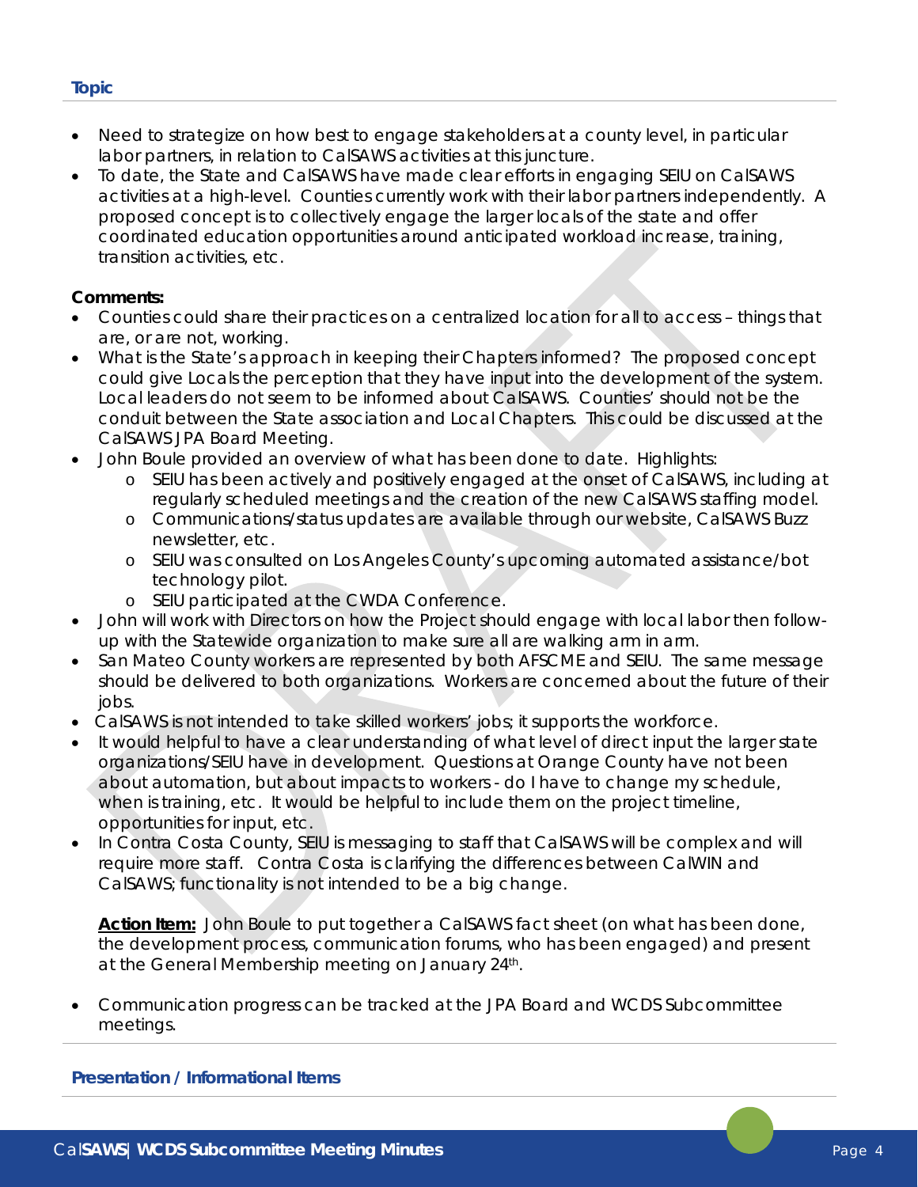**Topic**

- Need to strategize on how best to engage stakeholders at a county level, in particular labor partners, in relation to CalSAWS activities at this juncture.
- To date, the State and CalSAWS have made clear efforts in engaging SEIU on CalSAWS activities at a high-level. Counties currently work with their labor partners independently. A proposed concept is to collectively engage the larger locals of the state and offer coordinated education opportunities around anticipated workload increase, training, transition activities, etc.

**Comments:**

- Counties could share their practices on a centralized location for all to access – things that are, or are not, working.
- What is the State's approach in keeping their Chapters informed? The proposed concept could give Locals the perception that they have input into the development of the system. Local leaders do not seem to be informed about CalSAWS. Counties' should not be the conduit between the State association and Local Chapters. This could be discussed at the CalSAWS JPA Board Meeting.
- John Boule provided an overview of what has been done to date. Highlights:
  - SEIU has been actively and positively engaged at the onset of CalSAWS, including at regularly scheduled meetings and the creation of the new CalSAWS staffing model.
  - Communications/status updates are available through our website, CalSAWS Buzz newsletter, etc.
  - SEIU was consulted on Los Angeles County's upcoming automated assistance/bot technology pilot.
  - SEIU participated at the CWDA Conference.
- John will work with Directors on how the Project should engage with local labor then follow-up with the Statewide organization to make sure all are walking arm in arm.
- San Mateo County workers are represented by both AFSCME and SEIU. The same message should be delivered to both organizations. Workers are concerned about the future of their jobs.
- CalSAWS is not intended to take skilled workers' jobs; it supports the workforce.
- It would helpful to have a clear understanding of what level of direct input the larger state organizations/SEIU have in development. Questions at Orange County have not been about automation, but about impacts to workers - do I have to change my schedule, when is training, etc. It would be helpful to include them on the project timeline, opportunities for input, etc.
- In Contra Costa County, SEIU is messaging to staff that CalSAWS will be complex and will require more staff. Contra Costa is clarifying the differences between CalWIN and CalSAWS; functionality is not intended to be a big change.

  **Action Item:** John Boule to put together a CalSAWS fact sheet (on what has been done, the development process, communication forums, who has been engaged) and present at the General Membership meeting on January 24th.

- Communication progress can be tracked at the JPA Board and WCDS Subcommittee meetings.

**Presentation / Informational Items**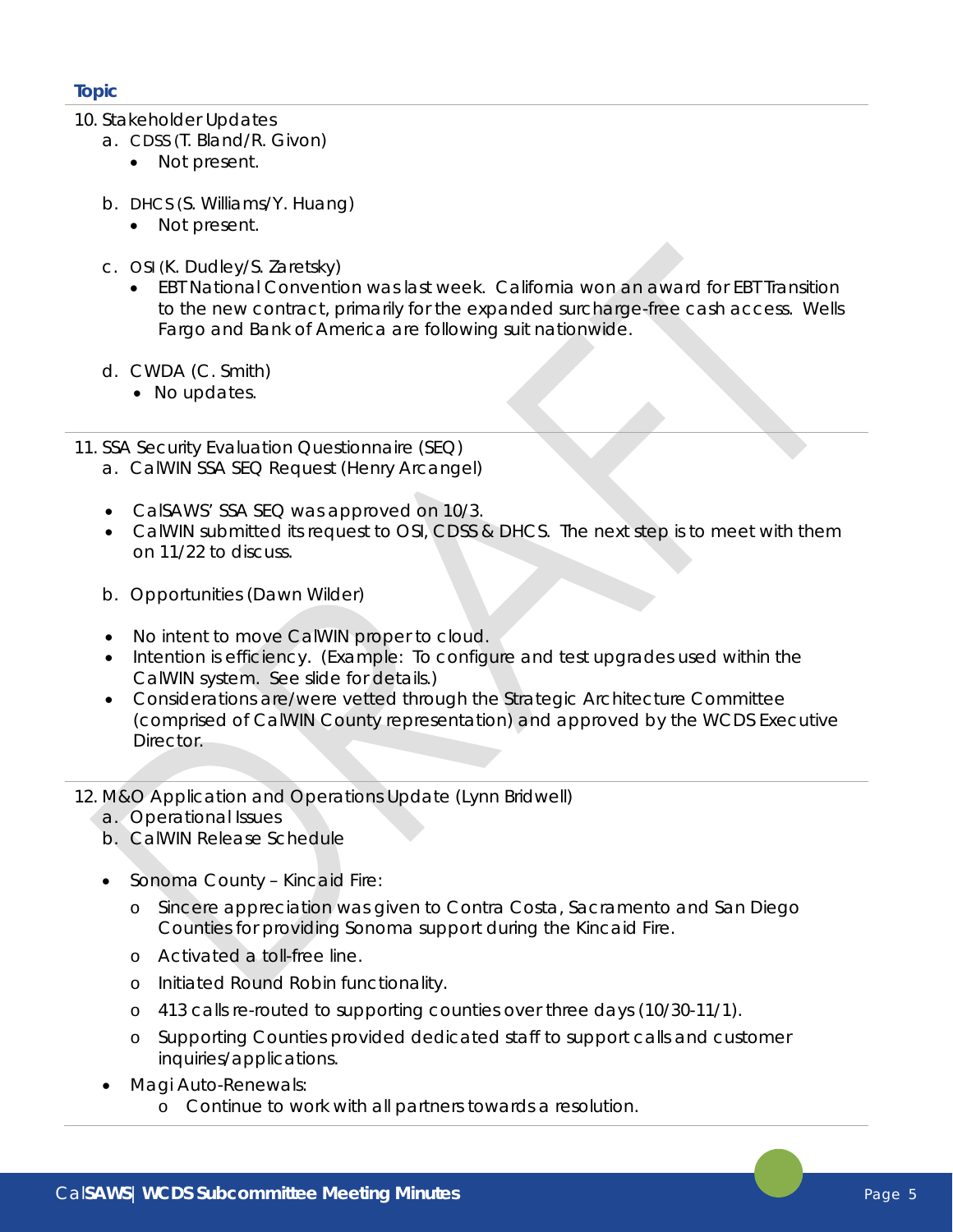**Topic**

10. Stakeholder Updates
    a. CDSS (T. Bland/R. Givon)
        - Not present.

    b. DHCS (S. Williams/Y. Huang)
        - Not present.

    c. OSI (K. Dudley/S. Zaretsky)
        - EBT National Convention was last week. California won an award for EBT Transition to the new contract, primarily for the expanded surcharge-free cash access. Wells Fargo and Bank of America are following suit nationwide.

    d. CWDA (C. Smith)
        - No updates.

11. SSA Security Evaluation Questionnaire (SEQ)
    a. CalWIN SSA SEQ Request (Henry Arcangel)

    - CalSAWS' SSA SEQ was approved on 10/3.
    - CalWIN submitted its request to OSI, CDSS & DHCS. The next step is to meet with them on 11/22 to discuss.

    b. Opportunities (Dawn Wilder)

    - No intent to move CalWIN proper to cloud.
    - Intention is efficiency. (Example: To configure and test upgrades used within the CalWIN system. See slide for details.)
    - Considerations are/were vetted through the Strategic Architecture Committee (comprised of CalWIN County representation) and approved by the WCDS Executive Director.

12. M&O Application and Operations Update (Lynn Bridwell)
    a. Operational Issues
    b. CalWIN Release Schedule

    - Sonoma County – Kincaid Fire:
        - Sincere appreciation was given to Contra Costa, Sacramento and San Diego Counties for providing Sonoma support during the Kincaid Fire.
        - Activated a toll-free line.
        - Initiated Round Robin functionality.
        - 413 calls re-routed to supporting counties over three days (10/30-11/1).
        - Supporting Counties provided dedicated staff to support calls and customer inquiries/applications.
    - Magi Auto-Renewals:
        - Continue to work with all partners towards a resolution.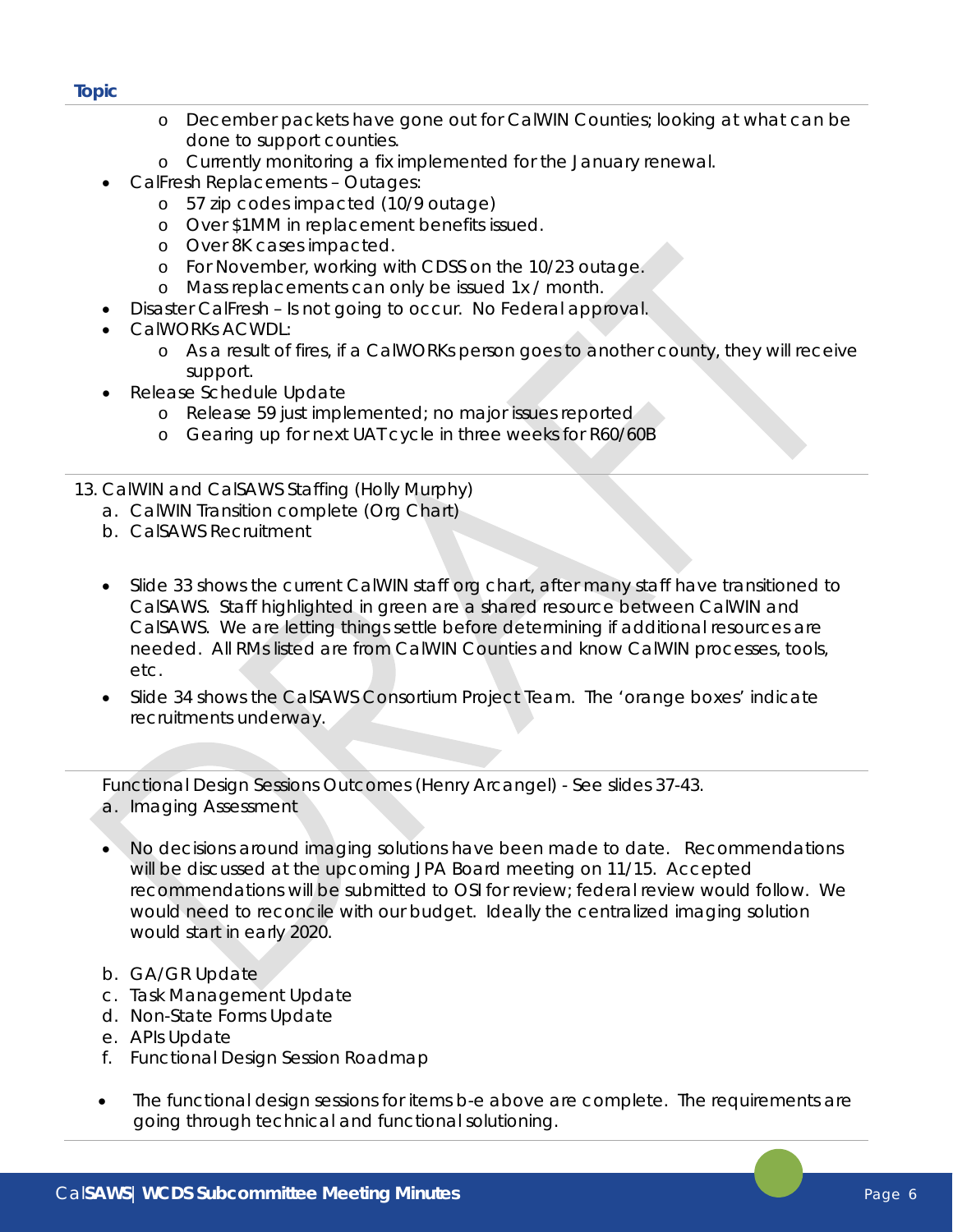**Topic**

- December packets have gone out for CalWIN Counties; looking at what can be done to support counties.
  - Currently monitoring a fix implemented for the January renewal.
- CalFresh Replacements – Outages:
  - 57 zip codes impacted (10/9 outage)
  - Over $1MM in replacement benefits issued.
  - Over 8K cases impacted.
  - For November, working with CDSS on the 10/23 outage.
  - Mass replacements can only be issued 1x / month.
- Disaster CalFresh – Is not going to occur. No Federal approval.
- CalWORKs ACWDL:
  - As a result of fires, if a CalWORKs person goes to another county, they will receive support.
- Release Schedule Update
  - Release 59 just implemented; no major issues reported
  - Gearing up for next UAT cycle in three weeks for R60/60B

13. CalWIN and CalSAWS Staffing (Holly Murphy)
    a. CalWIN Transition complete (Org Chart)
    b. CalSAWS Recruitment

- Slide 33 shows the current CalWIN staff org chart, after many staff have transitioned to CalSAWS. Staff highlighted in green are a shared resource between CalWIN and CalSAWS. We are letting things settle before determining if additional resources are needed. All RMs listed are from CalWIN Counties and know CalWIN processes, tools, etc.
- Slide 34 shows the CalSAWS Consortium Project Team. The 'orange boxes' indicate recruitments underway.

Functional Design Sessions Outcomes (Henry Arcangel) - See slides 37-43.
a. Imaging Assessment

- No decisions around imaging solutions have been made to date. Recommendations will be discussed at the upcoming JPA Board meeting on 11/15. Accepted recommendations will be submitted to OSI for review; federal review would follow. We would need to reconcile with our budget. Ideally the centralized imaging solution would start in early 2020.

b. GA/GR Update
c. Task Management Update
d. Non-State Forms Update
e. APIs Update
f. Functional Design Session Roadmap

- The functional design sessions for items b-e above are complete. The requirements are going through technical and functional solutioning.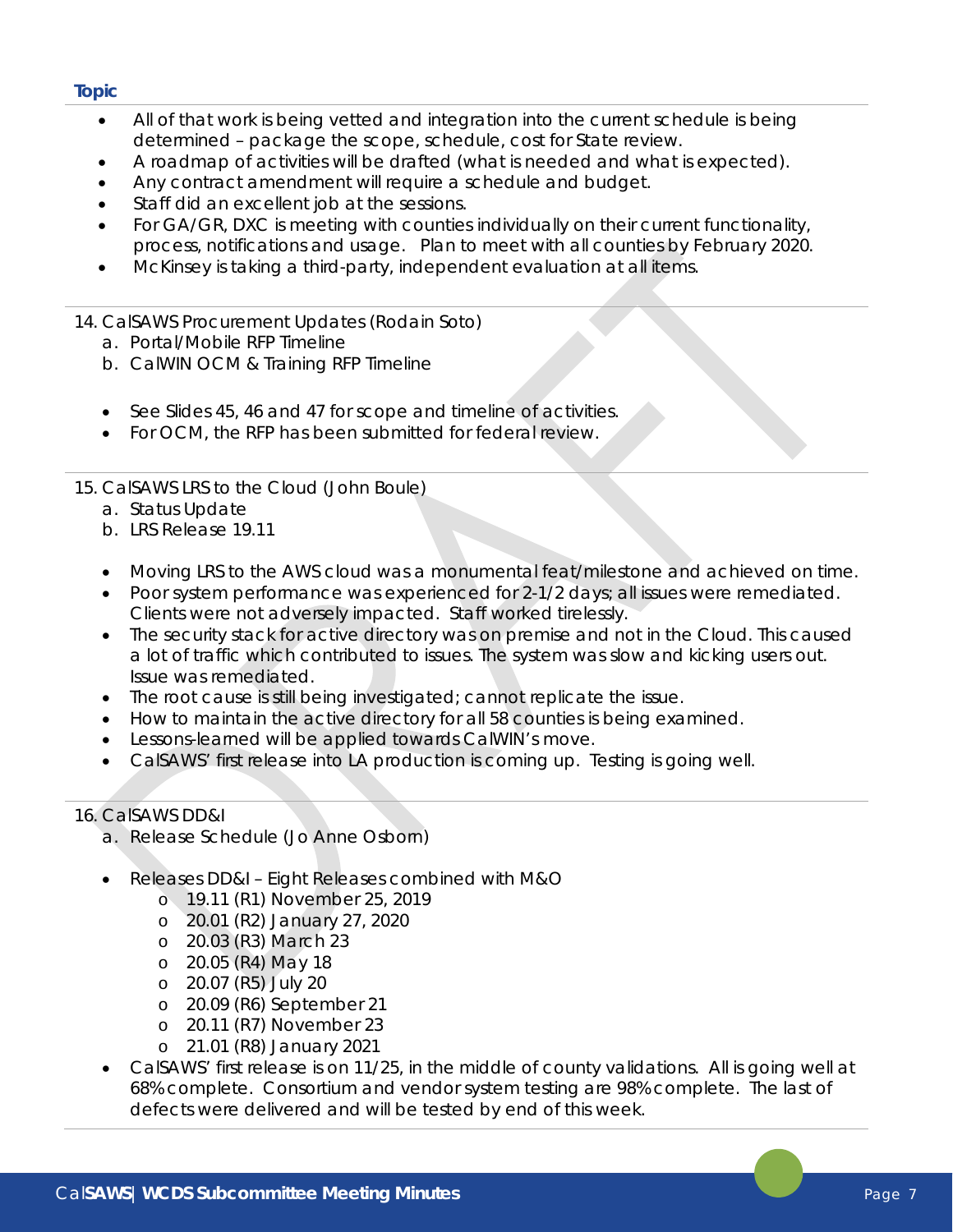**Topic**

- All of that work is being vetted and integration into the current schedule is being determined – package the scope, schedule, cost for State review.
- A roadmap of activities will be drafted (what is needed and what is expected).
- Any contract amendment will require a schedule and budget.
- Staff did an excellent job at the sessions.
- For GA/GR, DXC is meeting with counties individually on their current functionality, process, notifications and usage. Plan to meet with all counties by February 2020.
- McKinsey is taking a third-party, independent evaluation at all items.

14. CalSAWS Procurement Updates (Rodain Soto)
    a. Portal/Mobile RFP Timeline
    b. CalWIN OCM & Training RFP Timeline

- See Slides 45, 46 and 47 for scope and timeline of activities.
- For OCM, the RFP has been submitted for federal review.

15. CalSAWS LRS to the Cloud (John Boule)
    a. Status Update
    b. LRS Release 19.11

- Moving LRS to the AWS cloud was a monumental feat/milestone and achieved on time.
- Poor system performance was experienced for 2-1/2 days; all issues were remediated. Clients were not adversely impacted. Staff worked tirelessly.
- The security stack for active directory was on premise and not in the Cloud. This caused a lot of traffic which contributed to issues. The system was slow and kicking users out. Issue was remediated.
- The root cause is still being investigated; cannot replicate the issue.
- How to maintain the active directory for all 58 counties is being examined.
- Lessons-learned will be applied towards CalWIN's move.
- CalSAWS' first release into LA production is coming up. Testing is going well.

16. CalSAWS DD&I
    a. Release Schedule (Jo Anne Osborn)

- Releases DD&I – Eight Releases combined with M&O
    - 19.11 (R1) November 25, 2019
    - 20.01 (R2) January 27, 2020
    - 20.03 (R3) March 23
    - 20.05 (R4) May 18
    - 20.07 (R5) July 20
    - 20.09 (R6) September 21
    - 20.11 (R7) November 23
    - 21.01 (R8) January 2021
- CalSAWS' first release is on 11/25, in the middle of county validations. All is going well at 68% complete. Consortium and vendor system testing are 98% complete. The last of defects were delivered and will be tested by end of this week.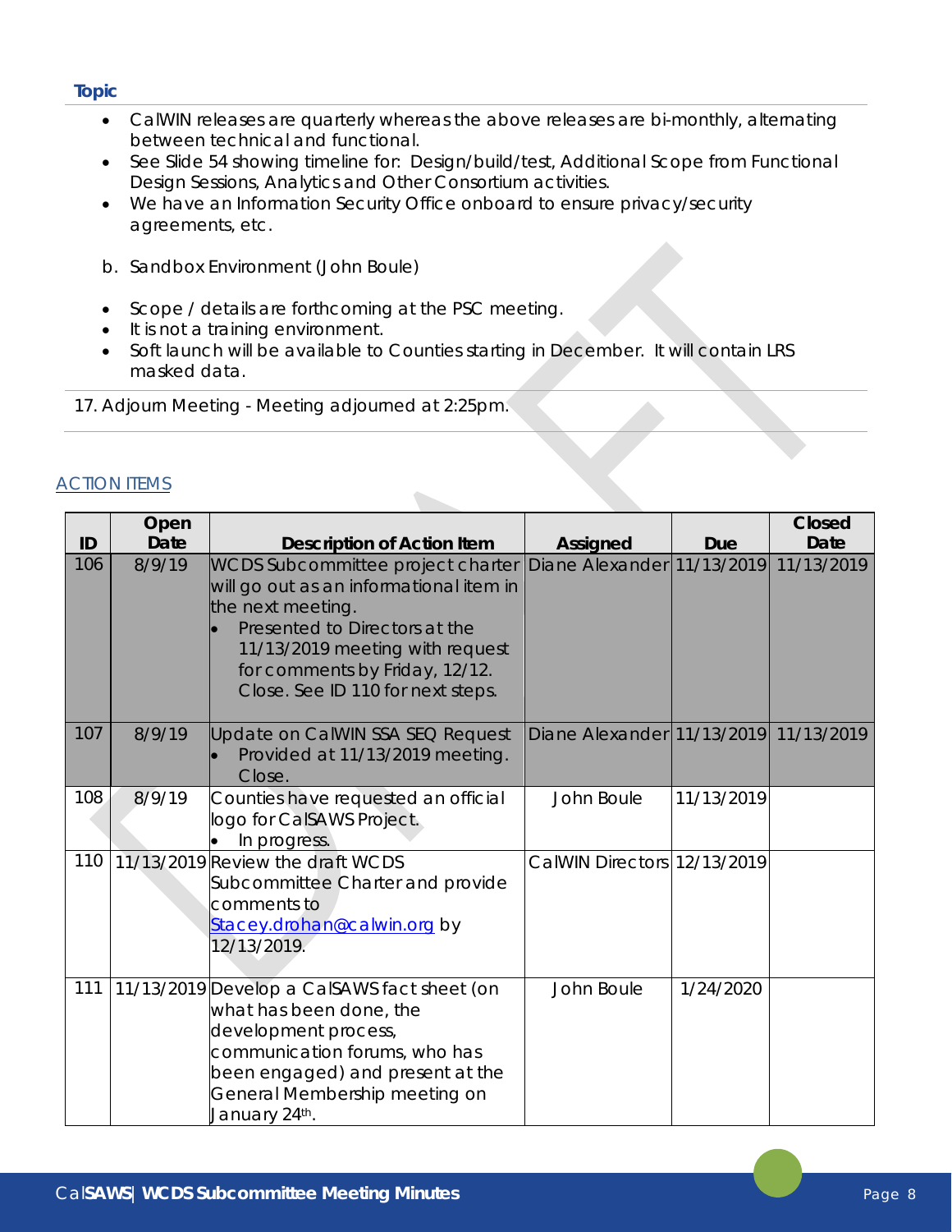**Topic**

- CalWIN releases are quarterly whereas the above releases are bi-monthly, alternating between technical and functional.
- See Slide 54 showing timeline for: Design/build/test, Additional Scope from Functional Design Sessions, Analytics and Other Consortium activities.
- We have an Information Security Office onboard to ensure privacy/security agreements, etc.

b. Sandbox Environment (John Boule)

- Scope / details are forthcoming at the PSC meeting.
- It is not a training environment.
- Soft launch will be available to Counties starting in December. It will contain LRS masked data.

17. Adjourn Meeting - Meeting adjourned at 2:25pm.

## ACTION ITEMS

| ID | Open Date | Description of Action Item | Assigned | Due | Closed Date |
|---|---|---|---|---|---|
| 106 | 8/9/19 | WCDS Subcommittee project charter will go out as an informational item in the next meeting.<br>• Presented to Directors at the 11/13/2019 meeting with request for comments by Friday, 12/12. Close. See ID 110 for next steps. | Diane Alexander | 11/13/2019 | 11/13/2019 |
| 107 | 8/9/19 | Update on CalWIN SSA SEQ Request<br>• Provided at 11/13/2019 meeting. Close. | Diane Alexander | 11/13/2019 | 11/13/2019 |
| 108 | 8/9/19 | Counties have requested an official logo for CalSAWS Project.<br>• In progress. | John Boule | 11/13/2019 | |
| 110 | 11/13/2019 | Review the draft WCDS Subcommittee Charter and provide comments to Stacey.drohan@calwin.org by 12/13/2019. | CalWIN Directors | 12/13/2019 | |
| 111 | 11/13/2019 | Develop a CalSAWS fact sheet (on what has been done, the development process, communication forums, who has been engaged) and present at the General Membership meeting on January 24th. | John Boule | 1/24/2020 | |